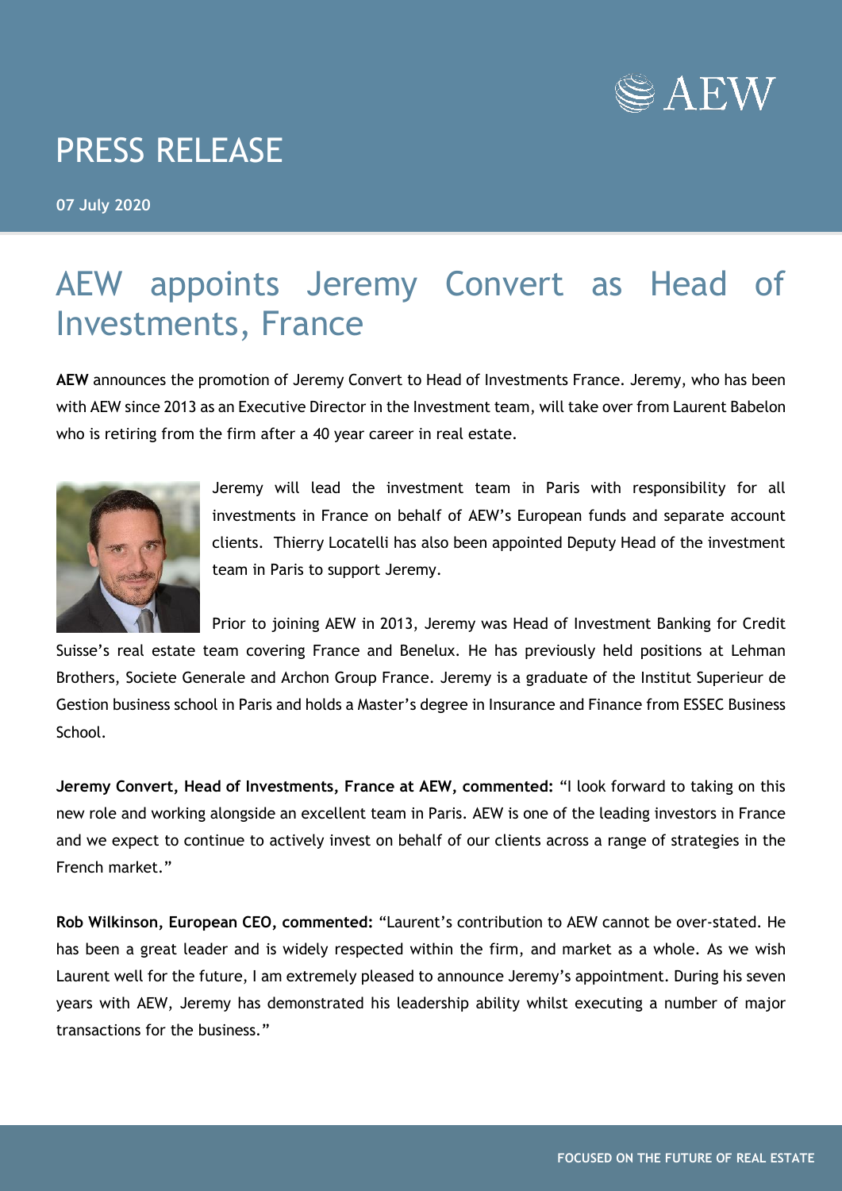PRESS RELEASE

**07 July 2020**

# AEW appoints Jeremy Convert as Head of Investments, France

**AEW** announces the promotion of Jeremy Convert to Head of Investments France. Jeremy, who has been with AEW since 2013 as an Executive Director in the Investment team, will take over from Laurent Babelon who is retiring from the firm after a 40 year career in real estate.

Jeremy will lead the investment team in Paris with responsibility for all investments in France on behalf of AEW's European funds and separate account clients. Thierry Locatelli has also been appointed Deputy Head of the investment team in Paris to support Jeremy.

Prior to joining AEW in 2013, Jeremy was Head of Investment Banking for Credit Suisse's real estate team covering France and Benelux. He has previously held positions at Lehman Brothers, Societe Generale and Archon Group France. Jeremy is a graduate of the Institut Superieur de Gestion business school in Paris and holds a Master's degree in Insurance and Finance from ESSEC Business School.

**Jeremy Convert, Head of Investments, France at AEW, commented:** "I look forward to taking on this new role and working alongside an excellent team in Paris. AEW is one of the leading investors in France and we expect to continue to actively invest on behalf of our clients across a range of strategies in the French market."

**Rob Wilkinson, European CEO, commented:** "Laurent's contribution to AEW cannot be over-stated. He has been a great leader and is widely respected within the firm, and market as a whole. As we wish Laurent well for the future, I am extremely pleased to announce Jeremy's appointment. During his seven years with AEW, Jeremy has demonstrated his leadership ability whilst executing a number of major transactions for the business."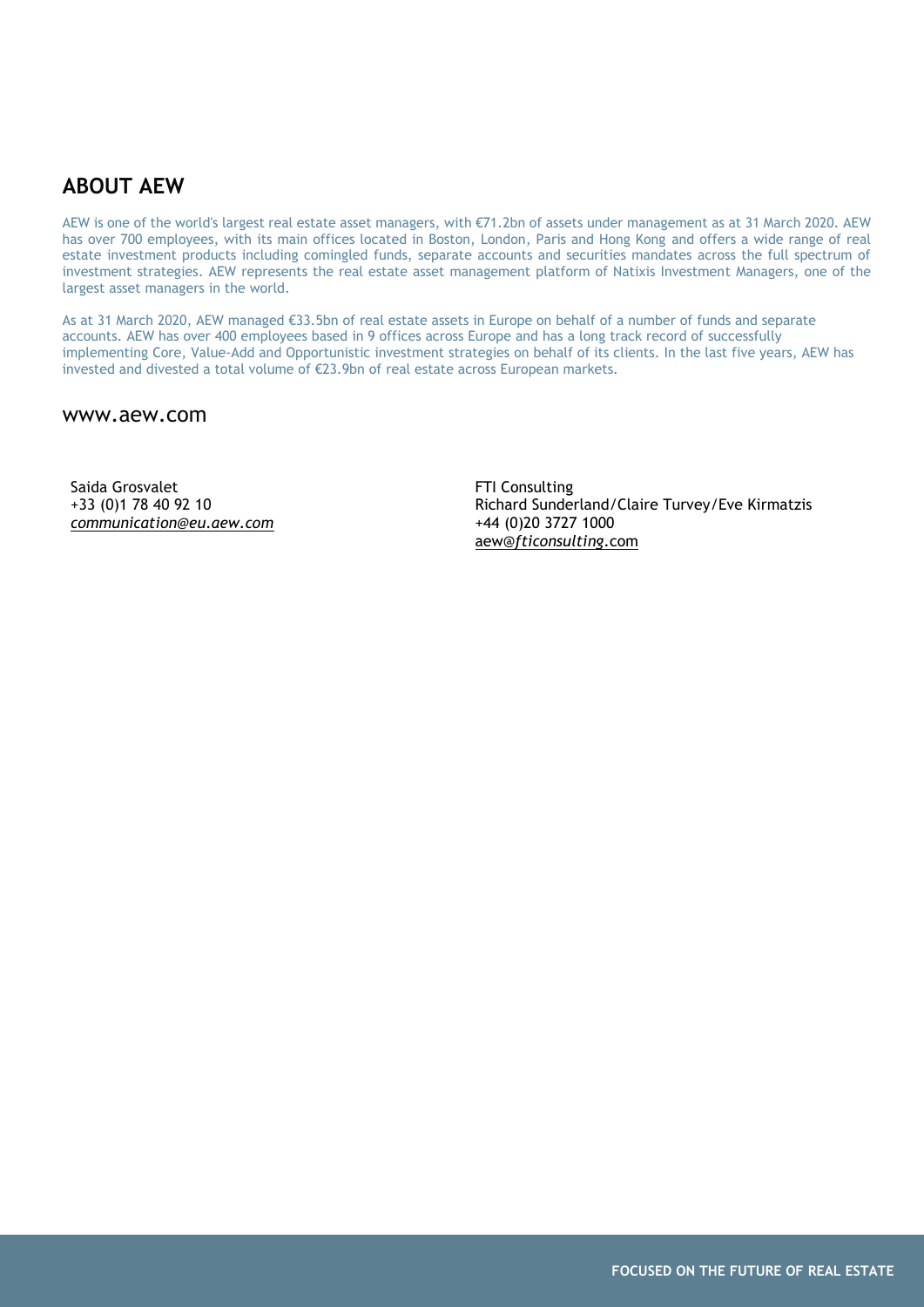## ABOUT AEW

AEW is one of the world's largest real estate asset managers, with €71.2bn of assets under management as at 31 March 2020. AEW has over 700 employees, with its main offices located in Boston, London, Paris and Hong Kong and offers a wide range of real estate investment products including comingled funds, separate accounts and securities mandates across the full spectrum of investment strategies. AEW represents the real estate asset management platform of Natixis Investment Managers, one of the largest asset managers in the world.

As at 31 March 2020, AEW managed €33.5bn of real estate assets in Europe on behalf of a number of funds and separate accounts. AEW has over 400 employees based in 9 offices across Europe and has a long track record of successfully implementing Core, Value-Add and Opportunistic investment strategies on behalf of its clients. In the last five years, AEW has invested and divested a total volume of €23.9bn of real estate across European markets.

www.aew.com

Saida Grosvalet
+33 (0)1 78 40 92 10
*communication@eu.aew.com*

FTI Consulting
Richard Sunderland/Claire Turvey/Eve Kirmatzis
+44 (0)20 3727 1000
aew@*fticonsulting*.com

**FOCUSED ON THE FUTURE OF REAL ESTATE**